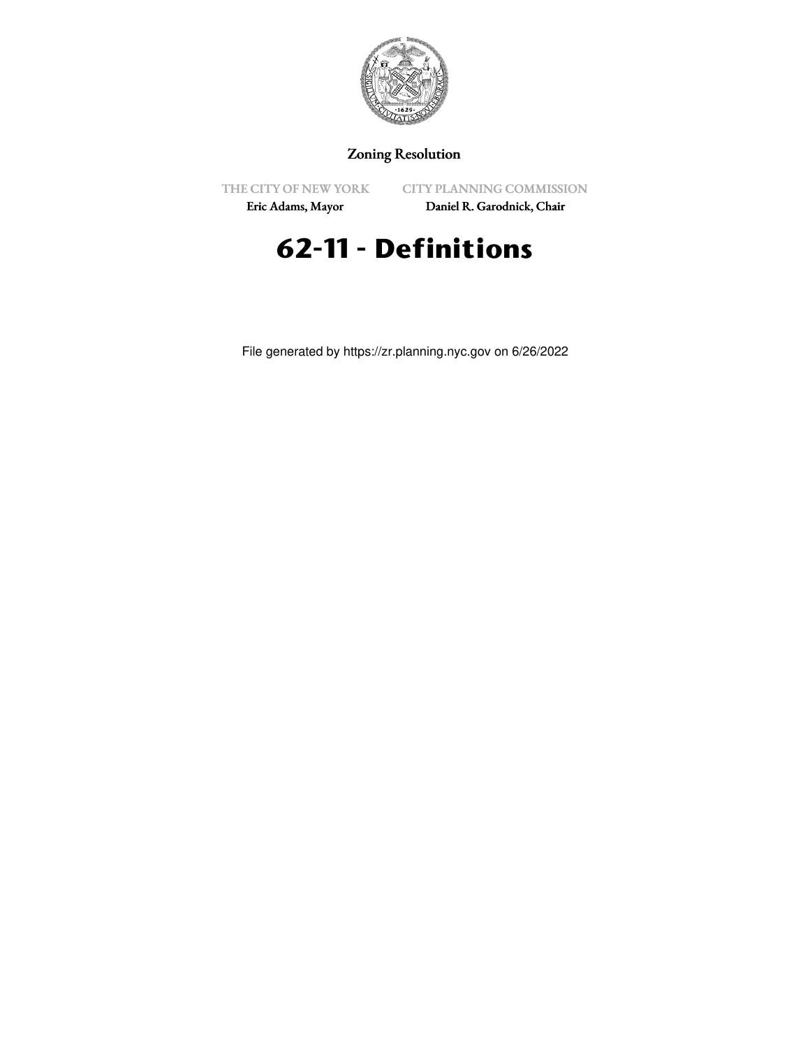Zoning Resolution

THE CITY OF NEW YORK
Eric Adams, Mayor

CITY PLANNING COMMISSION
Daniel R. Garodnick, Chair

# 62-11 - Definitions

File generated by https://zr.planning.nyc.gov on 6/26/2022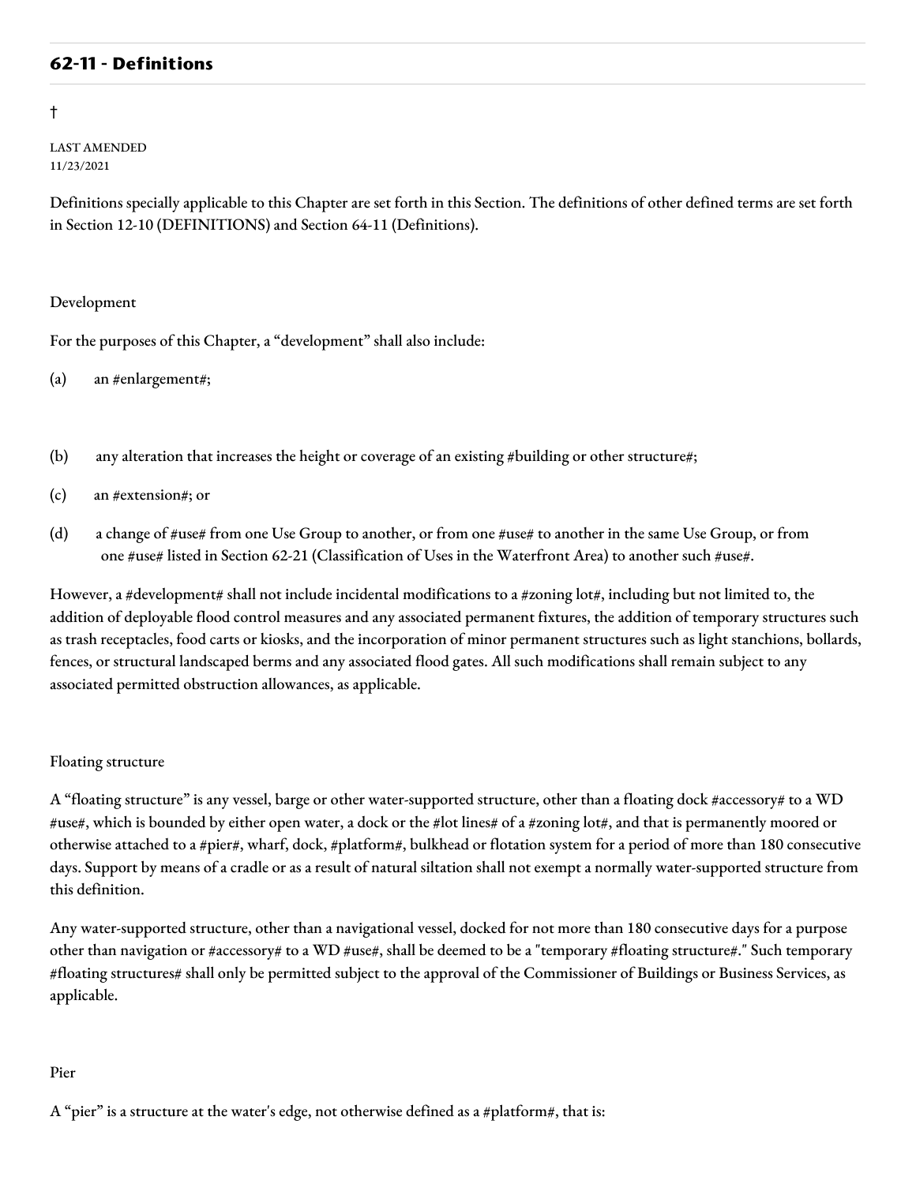## 62-11 - Definitions

†

LAST AMENDED
11/23/2021

Definitions specially applicable to this Chapter are set forth in this Section. The definitions of other defined terms are set forth in Section 12-10 (DEFINITIONS) and Section 64-11 (Definitions).

Development

For the purposes of this Chapter, a "development" shall also include:

(a) an #enlargement#;

(b) any alteration that increases the height or coverage of an existing #building or other structure#;

(c) an #extension#; or

(d) a change of #use# from one Use Group to another, or from one #use# to another in the same Use Group, or from one #use# listed in Section 62-21 (Classification of Uses in the Waterfront Area) to another such #use#.

However, a #development# shall not include incidental modifications to a #zoning lot#, including but not limited to, the addition of deployable flood control measures and any associated permanent fixtures, the addition of temporary structures such as trash receptacles, food carts or kiosks, and the incorporation of minor permanent structures such as light stanchions, bollards, fences, or structural landscaped berms and any associated flood gates. All such modifications shall remain subject to any associated permitted obstruction allowances, as applicable.

Floating structure

A "floating structure" is any vessel, barge or other water-supported structure, other than a floating dock #accessory# to a WD #use#, which is bounded by either open water, a dock or the #lot lines# of a #zoning lot#, and that is permanently moored or otherwise attached to a #pier#, wharf, dock, #platform#, bulkhead or flotation system for a period of more than 180 consecutive days. Support by means of a cradle or as a result of natural siltation shall not exempt a normally water-supported structure from this definition.

Any water-supported structure, other than a navigational vessel, docked for not more than 180 consecutive days for a purpose other than navigation or #accessory# to a WD #use#, shall be deemed to be a "temporary #floating structure#." Such temporary #floating structures# shall only be permitted subject to the approval of the Commissioner of Buildings or Business Services, as applicable.

Pier

A "pier" is a structure at the water's edge, not otherwise defined as a #platform#, that is: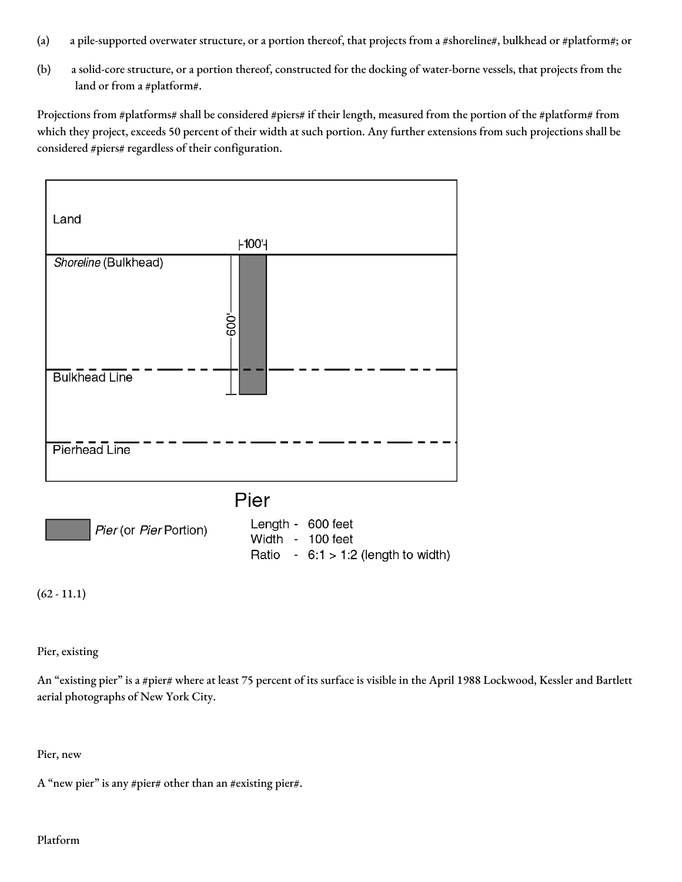(a) a pile-supported overwater structure, or a portion thereof, that projects from a #shoreline#, bulkhead or #platform#; or

(b) a solid-core structure, or a portion thereof, constructed for the docking of water-borne vessels, that projects from the land or from a #platform#.

Projections from #platforms# shall be considered #piers# if their length, measured from the portion of the #platform# from which they project, exceeds 50 percent of their width at such portion. Any further extensions from such projections shall be considered #piers# regardless of their configuration.

Land

100'

*Shoreline* (Bulkhead)

600'

Bulkhead Line

Pierhead Line

*Pier* (or *Pier* Portion)

Pier

Length - 600 feet
Width - 100 feet
Ratio - 6:1 > 1:2 (length to width)

(62 - 11.1)

Pier, existing

An "existing pier" is a #pier# where at least 75 percent of its surface is visible in the April 1988 Lockwood, Kessler and Bartlett aerial photographs of New York City.

Pier, new

A "new pier" is any #pier# other than an #existing pier#.

Platform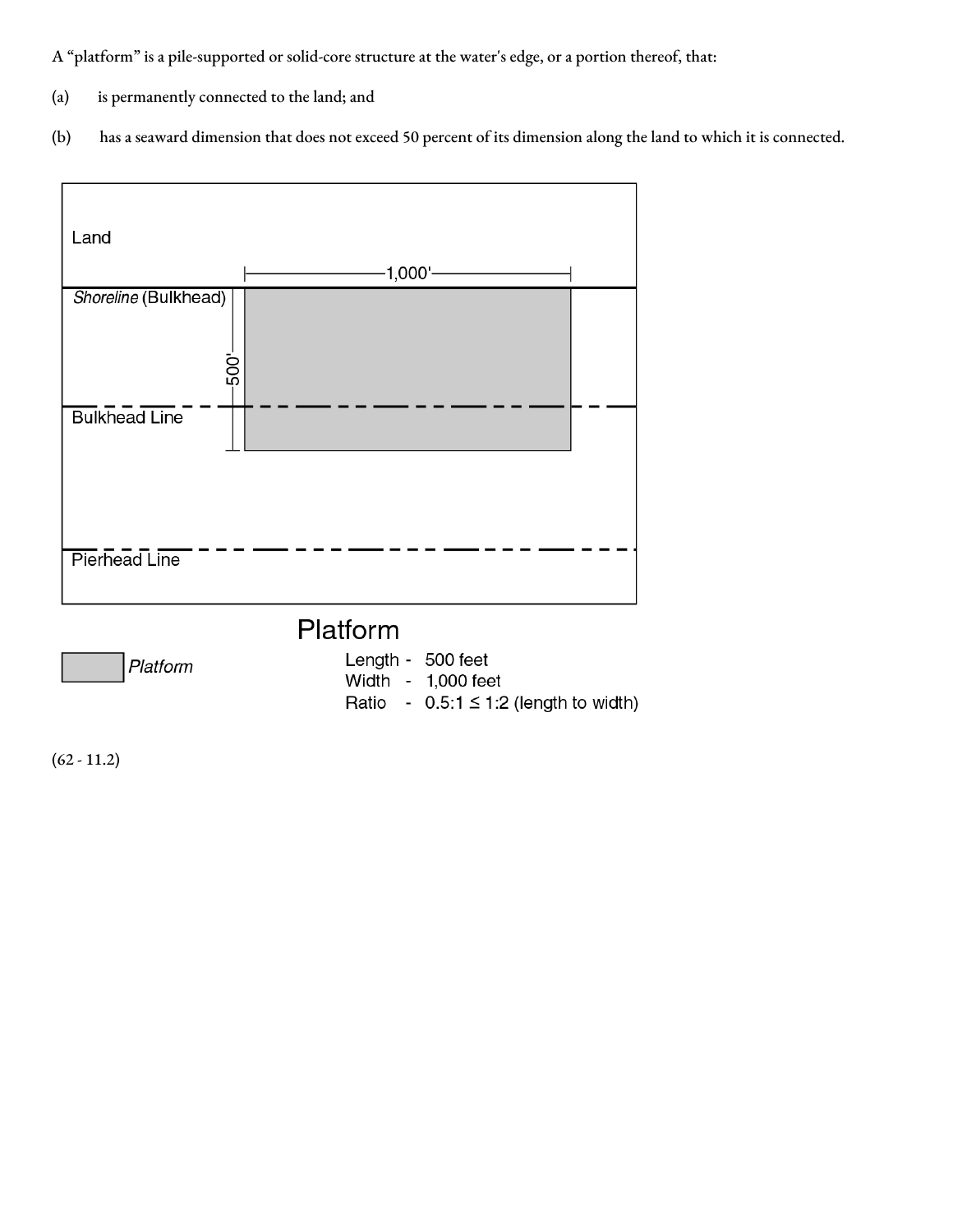A “platform” is a pile-supported or solid-core structure at the water's edge, or a portion thereof, that:

(a) is permanently connected to the land; and

(b) has a seaward dimension that does not exceed 50 percent of its dimension along the land to which it is connected.

Land

1,000'

*Shoreline* (Bulkhead)

500'

Bulkhead Line

Pierhead Line

Platform

*Platform*

Length - 500 feet
Width - 1,000 feet
Ratio - 0.5:1 ≤ 1:2 (length to width)

(62 - 11.2)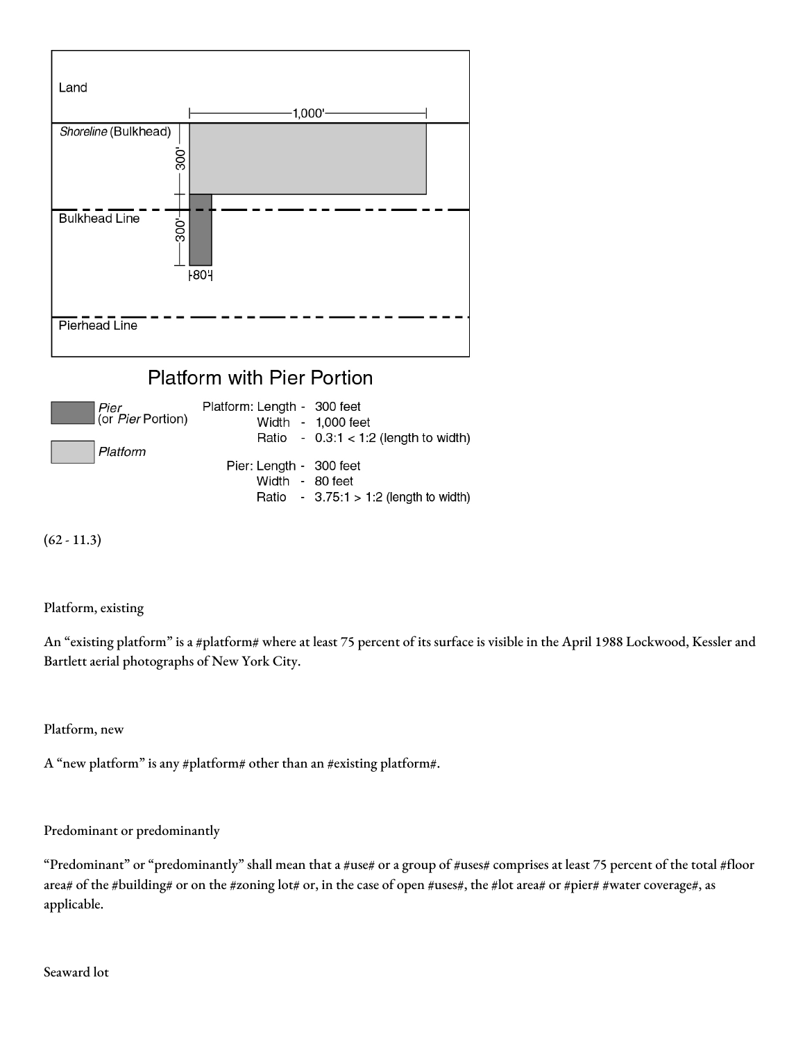Land

1,000'

*Shoreline* (Bulkhead)

300'

300'

Bulkhead Line

80'

Pierhead Line

Platform with Pier Portion

*Pier* (or *Pier* Portion)

*Platform*

Platform: Length - 300 feet
Width - 1,000 feet
Ratio - 0.3:1 < 1:2 (length to width)

Pier: Length - 300 feet
Width - 80 feet
Ratio - 3.75:1 > 1:2 (length to width)

(62 - 11.3)

Platform, existing

An “existing platform” is a #platform# where at least 75 percent of its surface is visible in the April 1988 Lockwood, Kessler and Bartlett aerial photographs of New York City.

Platform, new

A “new platform” is any #platform# other than an #existing platform#.

Predominant or predominantly

“Predominant” or “predominantly” shall mean that a #use# or a group of #uses# comprises at least 75 percent of the total #floor area# of the #building# or on the #zoning lot# or, in the case of open #uses#, the #lot area# or #pier# #water coverage#, as applicable.

Seaward lot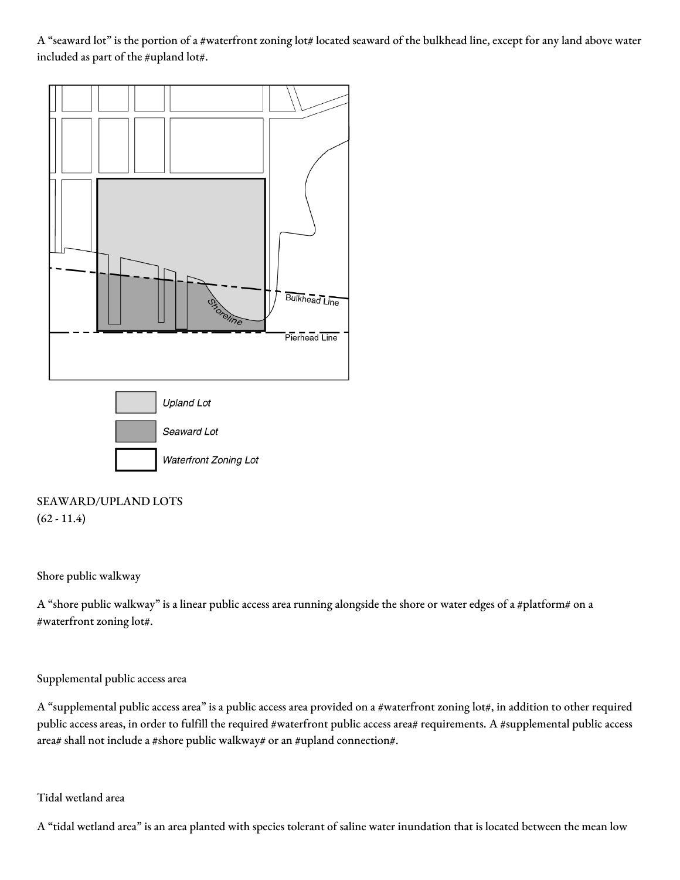A "seaward lot" is the portion of a #waterfront zoning lot# located seaward of the bulkhead line, except for any land above water included as part of the #upland lot#.

SEAWARD/UPLAND LOTS
(62 - 11.4)

Shore public walkway

A "shore public walkway" is a linear public access area running alongside the shore or water edges of a #platform# on a #waterfront zoning lot#.

Supplemental public access area

A "supplemental public access area" is a public access area provided on a #waterfront zoning lot#, in addition to other required public access areas, in order to fulfill the required #waterfront public access area# requirements. A #supplemental public access area# shall not include a #shore public walkway# or an #upland connection#.

Tidal wetland area

A "tidal wetland area" is an area planted with species tolerant of saline water inundation that is located between the mean low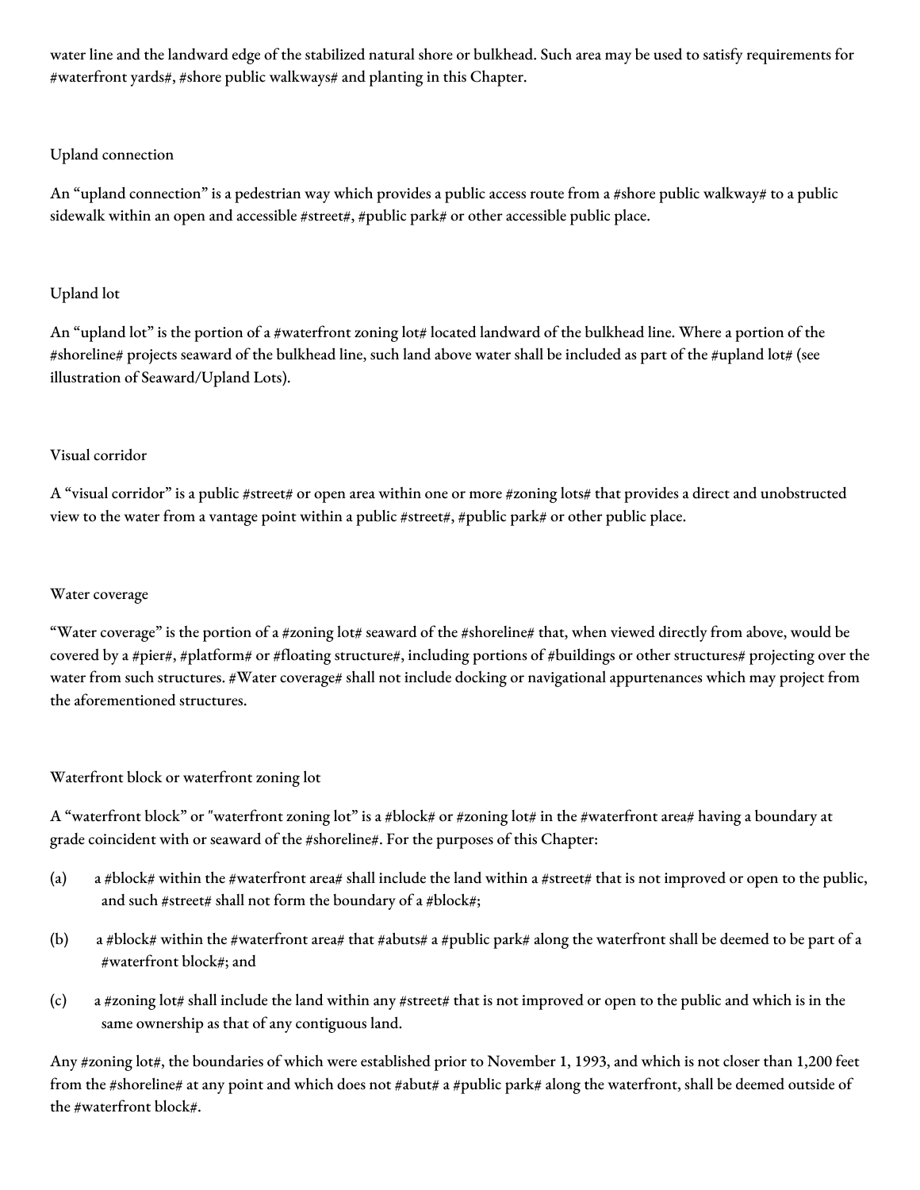water line and the landward edge of the stabilized natural shore or bulkhead. Such area may be used to satisfy requirements for #waterfront yards#, #shore public walkways# and planting in this Chapter.

### Upland connection

An "upland connection" is a pedestrian way which provides a public access route from a #shore public walkway# to a public sidewalk within an open and accessible #street#, #public park# or other accessible public place.

### Upland lot

An "upland lot" is the portion of a #waterfront zoning lot# located landward of the bulkhead line. Where a portion of the #shoreline# projects seaward of the bulkhead line, such land above water shall be included as part of the #upland lot# (see illustration of Seaward/Upland Lots).

### Visual corridor

A "visual corridor" is a public #street# or open area within one or more #zoning lots# that provides a direct and unobstructed view to the water from a vantage point within a public #street#, #public park# or other public place.

### Water coverage

"Water coverage" is the portion of a #zoning lot# seaward of the #shoreline# that, when viewed directly from above, would be covered by a #pier#, #platform# or #floating structure#, including portions of #buildings or other structures# projecting over the water from such structures. #Water coverage# shall not include docking or navigational appurtenances which may project from the aforementioned structures.

### Waterfront block or waterfront zoning lot

A "waterfront block" or "waterfront zoning lot" is a #block# or #zoning lot# in the #waterfront area# having a boundary at grade coincident with or seaward of the #shoreline#. For the purposes of this Chapter:

(a) a #block# within the #waterfront area# shall include the land within a #street# that is not improved or open to the public, and such #street# shall not form the boundary of a #block#;

(b) a #block# within the #waterfront area# that #abuts# a #public park# along the waterfront shall be deemed to be part of a #waterfront block#; and

(c) a #zoning lot# shall include the land within any #street# that is not improved or open to the public and which is in the same ownership as that of any contiguous land.

Any #zoning lot#, the boundaries of which were established prior to November 1, 1993, and which is not closer than 1,200 feet from the #shoreline# at any point and which does not #abut# a #public park# along the waterfront, shall be deemed outside of the #waterfront block#.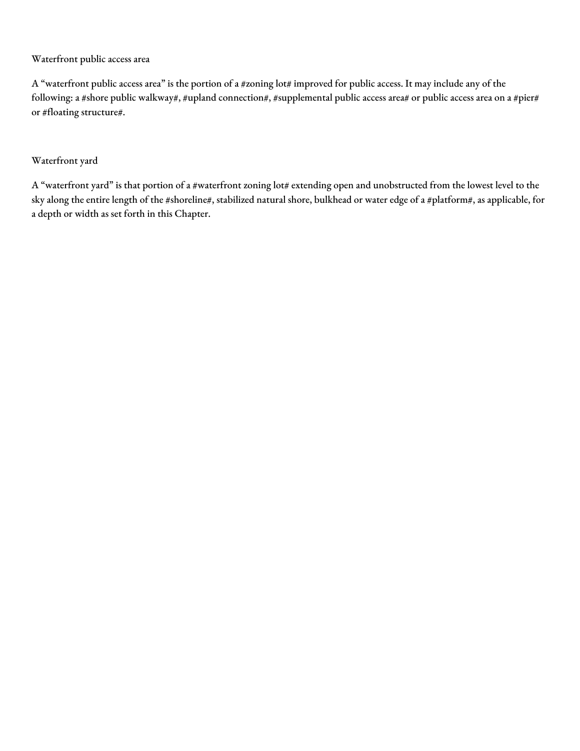Waterfront public access area

A "waterfront public access area" is the portion of a #zoning lot# improved for public access. It may include any of the following: a #shore public walkway#, #upland connection#, #supplemental public access area# or public access area on a #pier# or #floating structure#.

Waterfront yard

A "waterfront yard" is that portion of a #waterfront zoning lot# extending open and unobstructed from the lowest level to the sky along the entire length of the #shoreline#, stabilized natural shore, bulkhead or water edge of a #platform#, as applicable, for a depth or width as set forth in this Chapter.